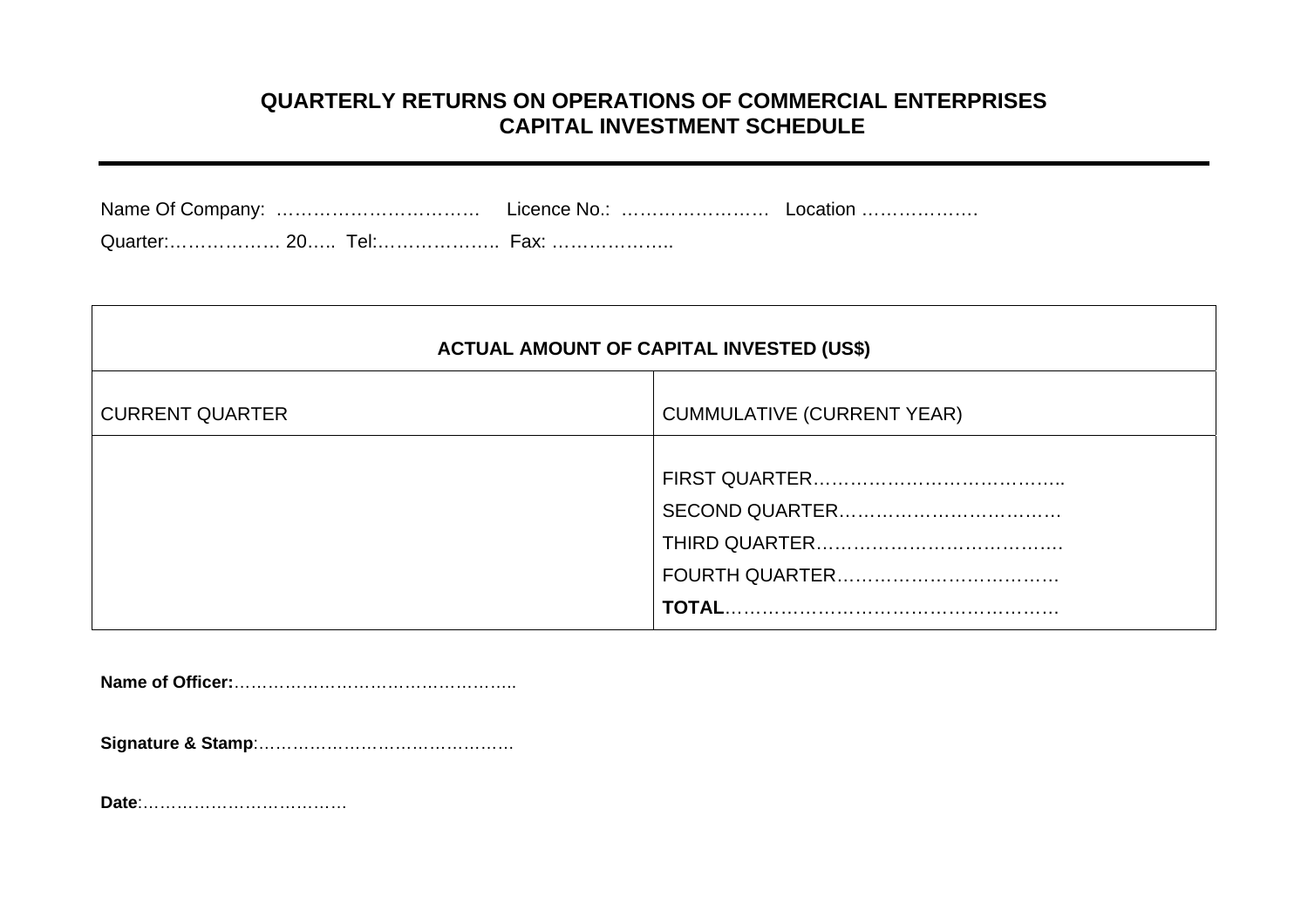# QUARTERLY RETURNS ON OPERATIONS OF COMMERCIAL ENTERPRISES
## CAPITAL INVESTMENT SCHEDULE

---

Name Of Company: …………………………… Licence No.: …………………… Location ……………….

Quarter:……………… 20….. Tel:……………….. Fax: ………………..

| ACTUAL AMOUNT OF CAPITAL INVESTED (US$) | |
|---|---|
| CURRENT QUARTER | CUMMULATIVE (CURRENT YEAR) |
| | FIRST QUARTER…………………………………..<br>SECOND QUARTER………………………………<br>THIRD QUARTER………………………………….<br>FOURTH QUARTER………………………………<br>**TOTAL**……………………………………………… |

**Name of Officer:**…………………………………………..

**Signature & Stamp**:………………………………………

**Date**:………………………………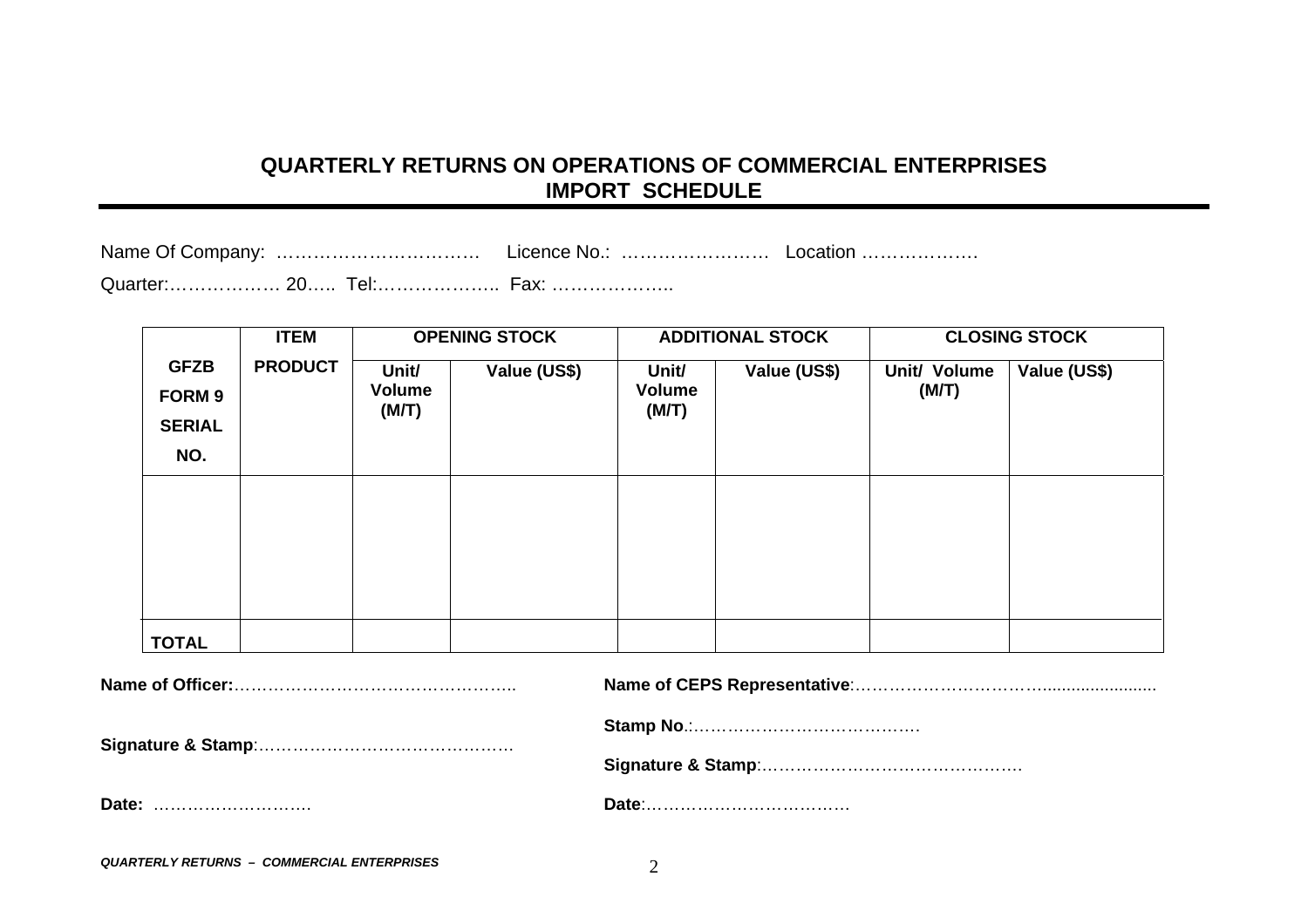## QUARTERLY RETURNS ON OPERATIONS OF COMMERCIAL ENTERPRISES
## IMPORT SCHEDULE

Name Of Company: …………………………… Licence No.: …………………… Location ……………….

Quarter:……………… 20….. Tel:……………….. Fax: ………………..

| GFZB FORM 9 SERIAL NO. | ITEM PRODUCT | OPENING STOCK | | ADDITIONAL STOCK | | CLOSING STOCK | |
|---|---|---|---|---|---|---|---|
| | | Unit/ Volume (M/T) | Value (US$) | Unit/ Volume (M/T) | Value (US$) | Unit/ Volume (M/T) | Value (US$) |
| | | | | | | | |
| TOTAL | | | | | | | |

**Name of Officer:**…………………………………………..

**Signature & Stamp**:………………………………………

**Date:** ……………………….

**Name of CEPS Representative**:……………………………........................

**Stamp No**.:……………………………………

**Signature & Stamp**:……………………………………….

**Date**:………………………………

***QUARTERLY RETURNS – COMMERCIAL ENTERPRISES***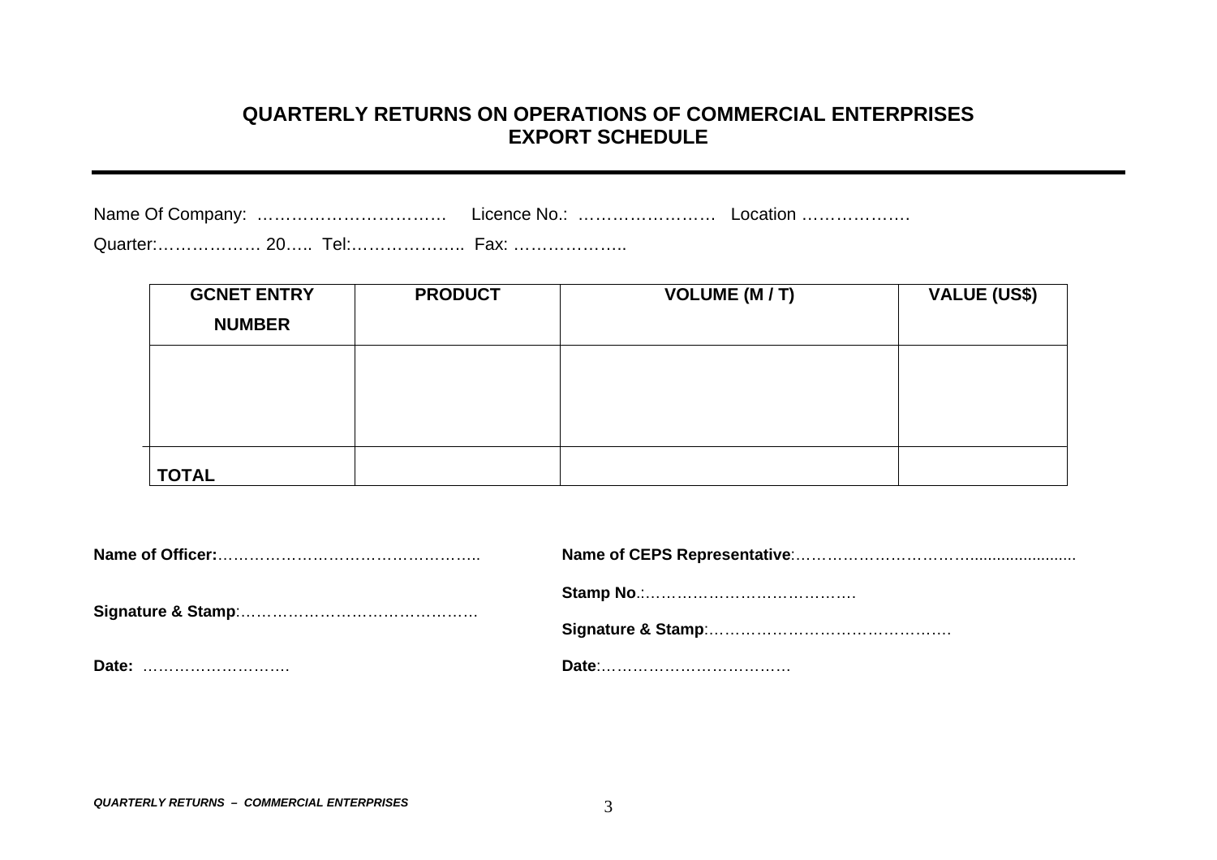# QUARTERLY RETURNS ON OPERATIONS OF COMMERCIAL ENTERPRISES
# EXPORT SCHEDULE

---

Name Of Company: ……………………………   Licence No.: ……………………   Location ……………….

Quarter:……………… 20…..  Tel:………………..  Fax: ………………..

| GCNET ENTRY NUMBER | PRODUCT | VOLUME (M / T) | VALUE (US$) |
|---|---|---|---|
| | | | |
| **TOTAL** | | | |

**Name of Officer:**…………………………………………..

**Signature & Stamp**:………………………………………

**Date:** ……………………….

**Name of CEPS Representative**:……………………………........................

**Stamp No**.:……………………………………

**Signature & Stamp**:………………………………………

**Date**:………………………………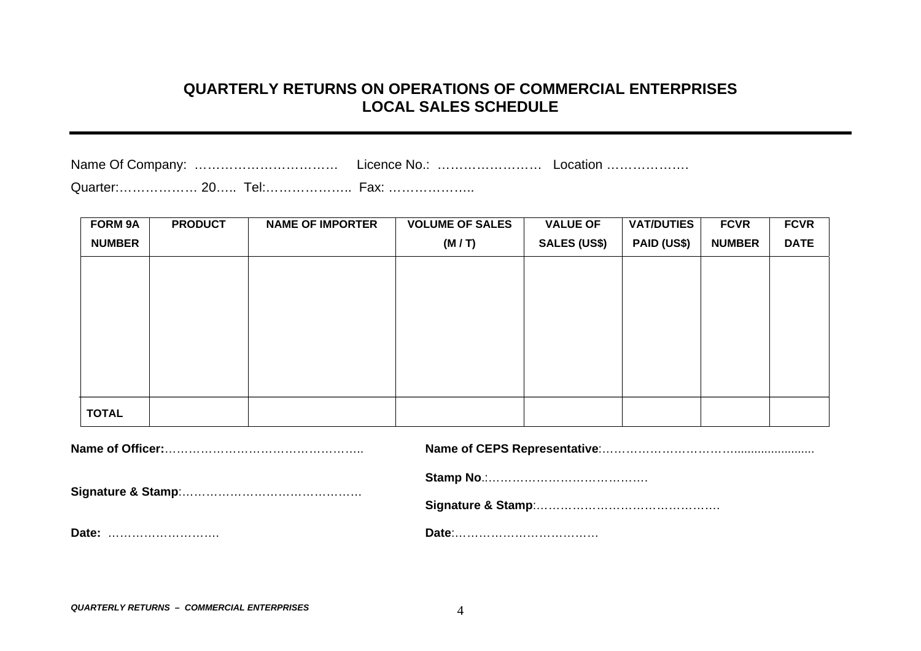# QUARTERLY RETURNS ON OPERATIONS OF COMMERCIAL ENTERPRISES
## LOCAL SALES SCHEDULE

Name Of Company: …………………………… Licence No.: …………………… Location ……………….

Quarter:……………… 20….. Tel:……………….. Fax: ………………..

| FORM 9A NUMBER | PRODUCT | NAME OF IMPORTER | VOLUME OF SALES (M / T) | VALUE OF SALES (US$) | VAT/DUTIES PAID (US$) | FCVR NUMBER | FCVR DATE |
|---|---|---|---|---|---|---|---|
| | | | | | | | |
| **TOTAL** | | | | | | | |

**Name of Officer:**…………………………………………..

**Signature & Stamp**:………………………………………

**Date:** ……………………….

**Name of CEPS Representative**:……………………………….......................

**Stamp No**.:…………………………………….

**Signature & Stamp**:……………………………………….

**Date**:………………………………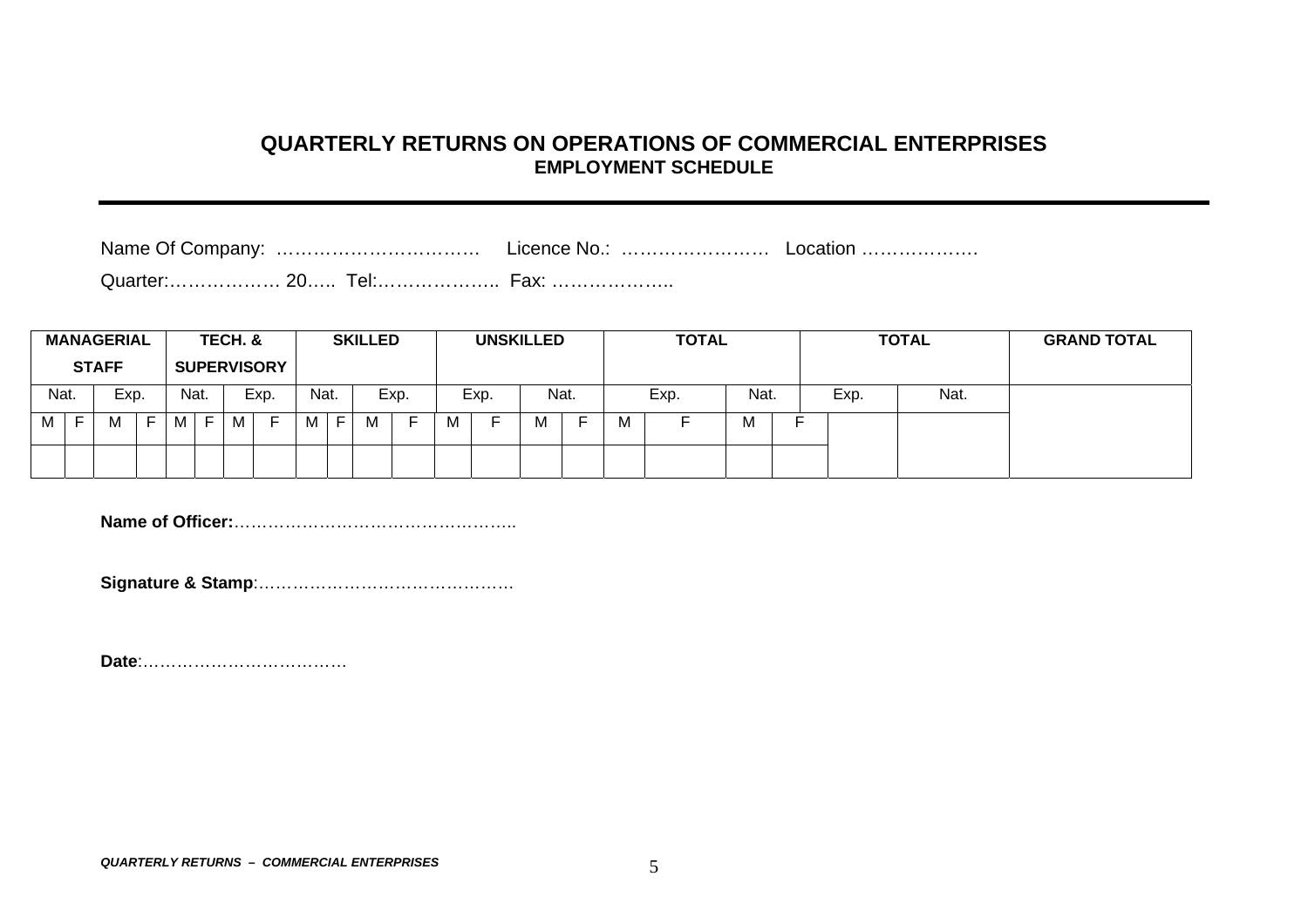# QUARTERLY RETURNS ON OPERATIONS OF COMMERCIAL ENTERPRISES

## EMPLOYMENT SCHEDULE

Name Of Company: …………………………… Licence No.: …………………… Location ……………….

Quarter:……………… 20….. Tel:……………….. Fax: ………………..

| MANAGERIAL STAFF | | | | TECH. & SUPERVISORY | | | | SKILLED | | | | UNSKILLED | | | | TOTAL | | | | TOTAL | | GRAND TOTAL |
|---|---|---|---|---|---|---|---|---|---|---|---|---|---|---|---|---|---|---|---|---|---|---|
| Nat. | | Exp. | | Nat. | | Exp. | | Nat. | | Exp. | | Exp. | | Nat. | | Exp. | | Nat. | | Exp. | Nat. | |
| M | F | M | F | M | F | M | F | M | F | M | F | M | F | M | F | M | F | M | F | | | |
| | | | | | | | | | | | | | | | | | | | | | | |

**Name of Officer:**…………………………………………..

**Signature & Stamp**:……………………………………….

**Date**:………………………………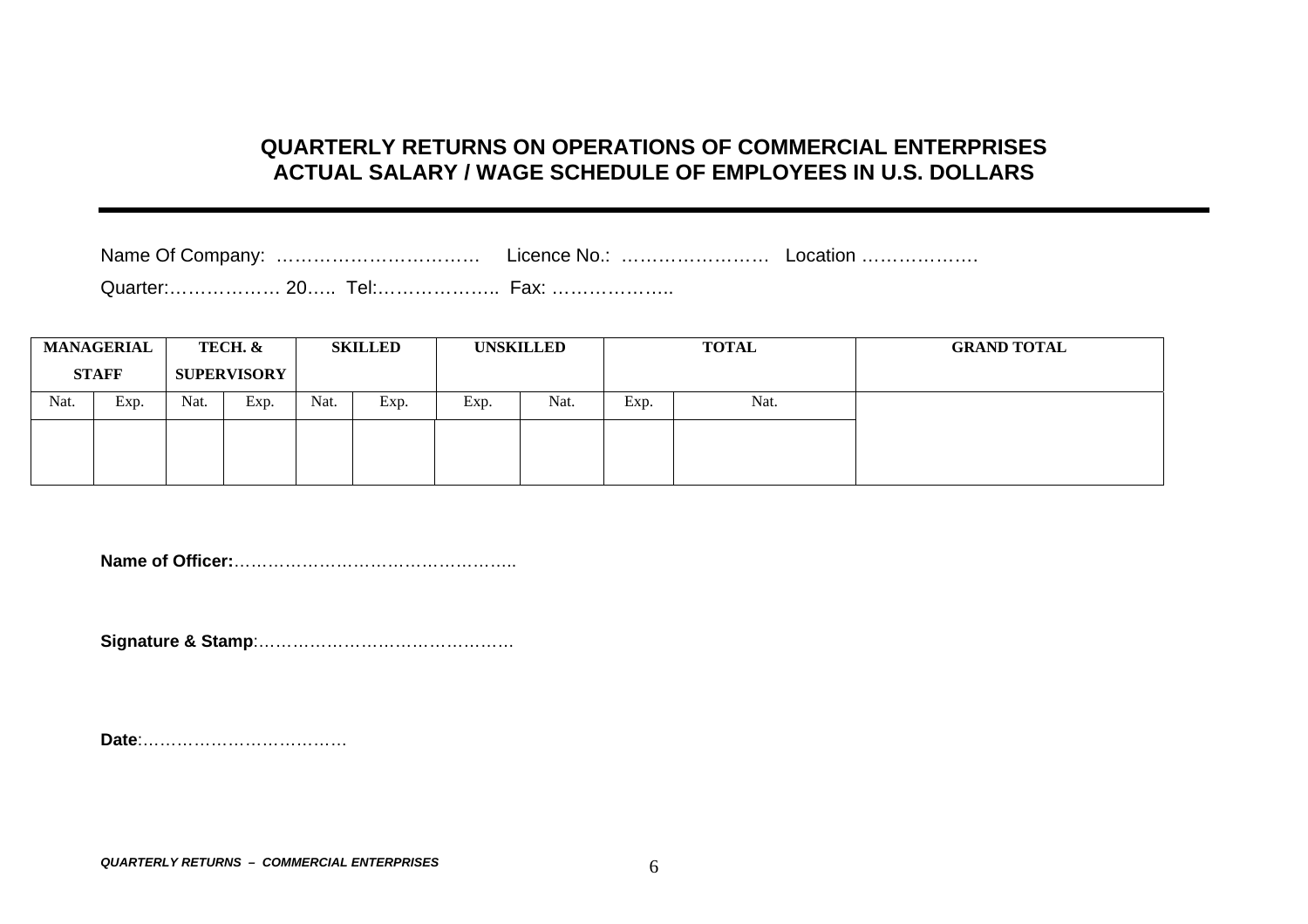# QUARTERLY RETURNS ON OPERATIONS OF COMMERCIAL ENTERPRISES
# ACTUAL SALARY / WAGE SCHEDULE OF EMPLOYEES IN U.S. DOLLARS

Name Of Company: …………………………… Licence No.: …………………… Location ……………….

Quarter:……………… 20….. Tel:……………….. Fax: ………………..

| MANAGERIAL STAFF | | TECH. & SUPERVISORY | | SKILLED | | UNSKILLED | | TOTAL | | GRAND TOTAL |
|---|---|---|---|---|---|---|---|---|---|---|
| Nat. | Exp. | Nat. | Exp. | Nat. | Exp. | Exp. | Nat. | Exp. | Nat. | |
| | | | | | | | | | | |

**Name of Officer:**…………………………………………..

**Signature & Stamp**:………………………………………

**Date**:………………………………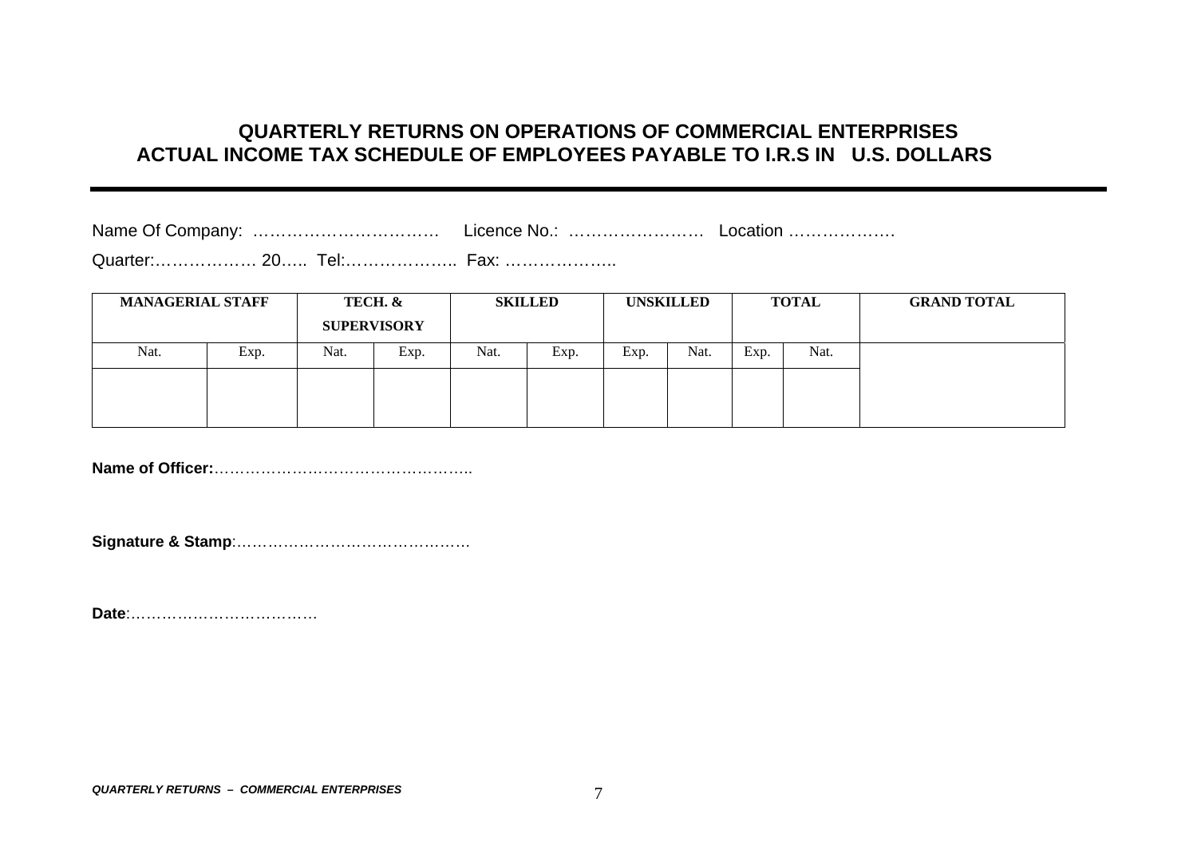## QUARTERLY RETURNS ON OPERATIONS OF COMMERCIAL ENTERPRISES
## ACTUAL INCOME TAX SCHEDULE OF EMPLOYEES PAYABLE TO I.R.S IN U.S. DOLLARS

---

Name Of Company: ……………………………  Licence No.: ……………………  Location ……………….

Quarter:……………… 20….. Tel:……………….. Fax: ………………..

| MANAGERIAL STAFF | | TECH. & SUPERVISORY | | SKILLED | | UNSKILLED | | TOTAL | | GRAND TOTAL |
|---|---|---|---|---|---|---|---|---|---|---|
| Nat. | Exp. | Nat. | Exp. | Nat. | Exp. | Exp. | Nat. | Exp. | Nat. | |
| | | | | | | | | | | |

**Name of Officer:**…………………………………………..

**Signature & Stamp**:………………………………………

**Date**:………………………………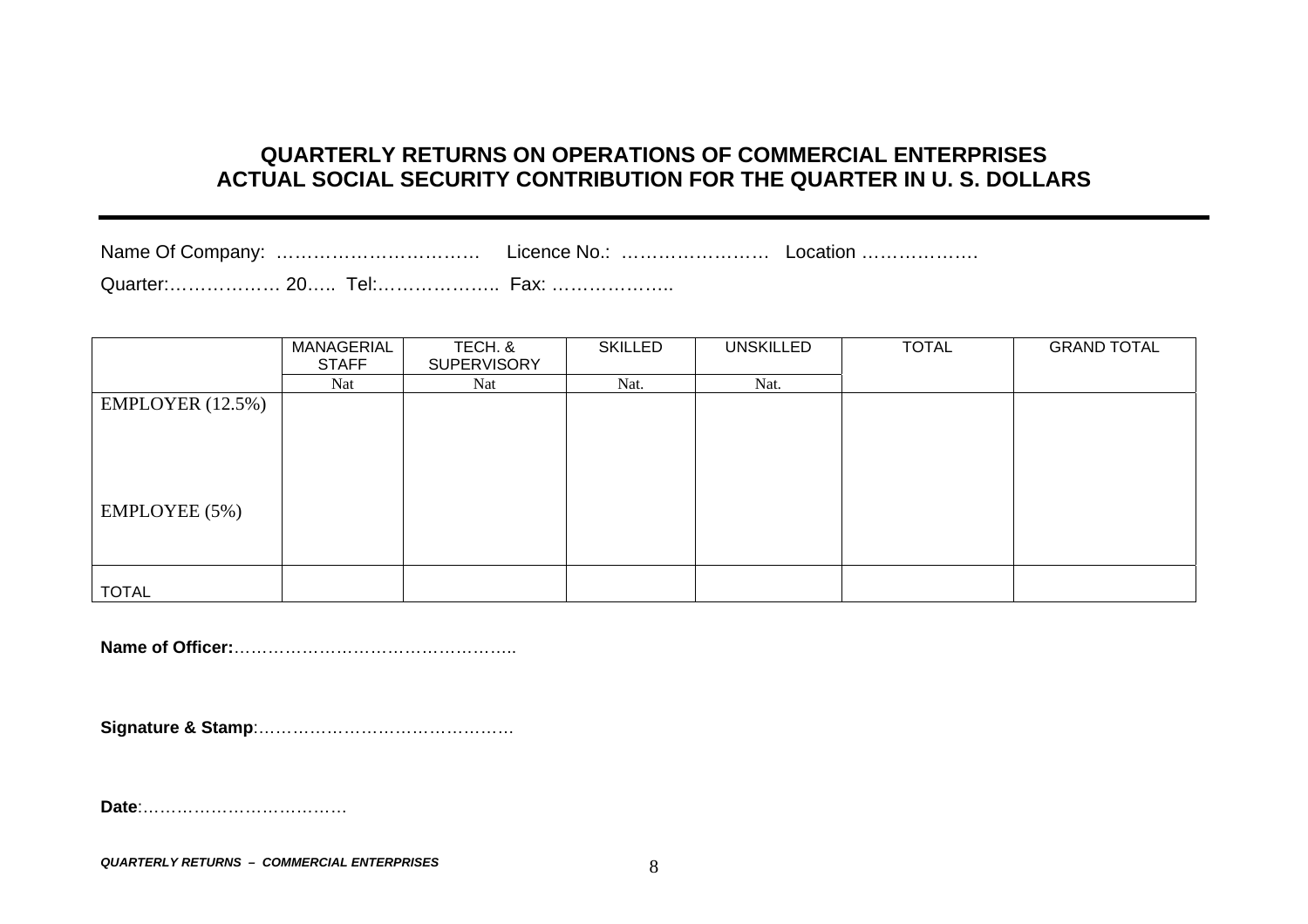## QUARTERLY RETURNS ON OPERATIONS OF COMMERCIAL ENTERPRISES
## ACTUAL SOCIAL SECURITY CONTRIBUTION FOR THE QUARTER IN U. S. DOLLARS

Name Of Company: …………………………… Licence No.: …………………… Location ……………….

Quarter:……………… 20….. Tel:……………….. Fax: ………………..

| | MANAGERIAL STAFF | TECH. & SUPERVISORY | SKILLED | UNSKILLED | TOTAL | GRAND TOTAL |
|---|---|---|---|---|---|---|
| | Nat | Nat | Nat. | Nat. | | |
| EMPLOYER (12.5%) | | | | | | |
| EMPLOYEE (5%) | | | | | | |
| TOTAL | | | | | | |

**Name of Officer:**…………………………………………..

**Signature & Stamp**:……………………………………….

**Date**:………………………………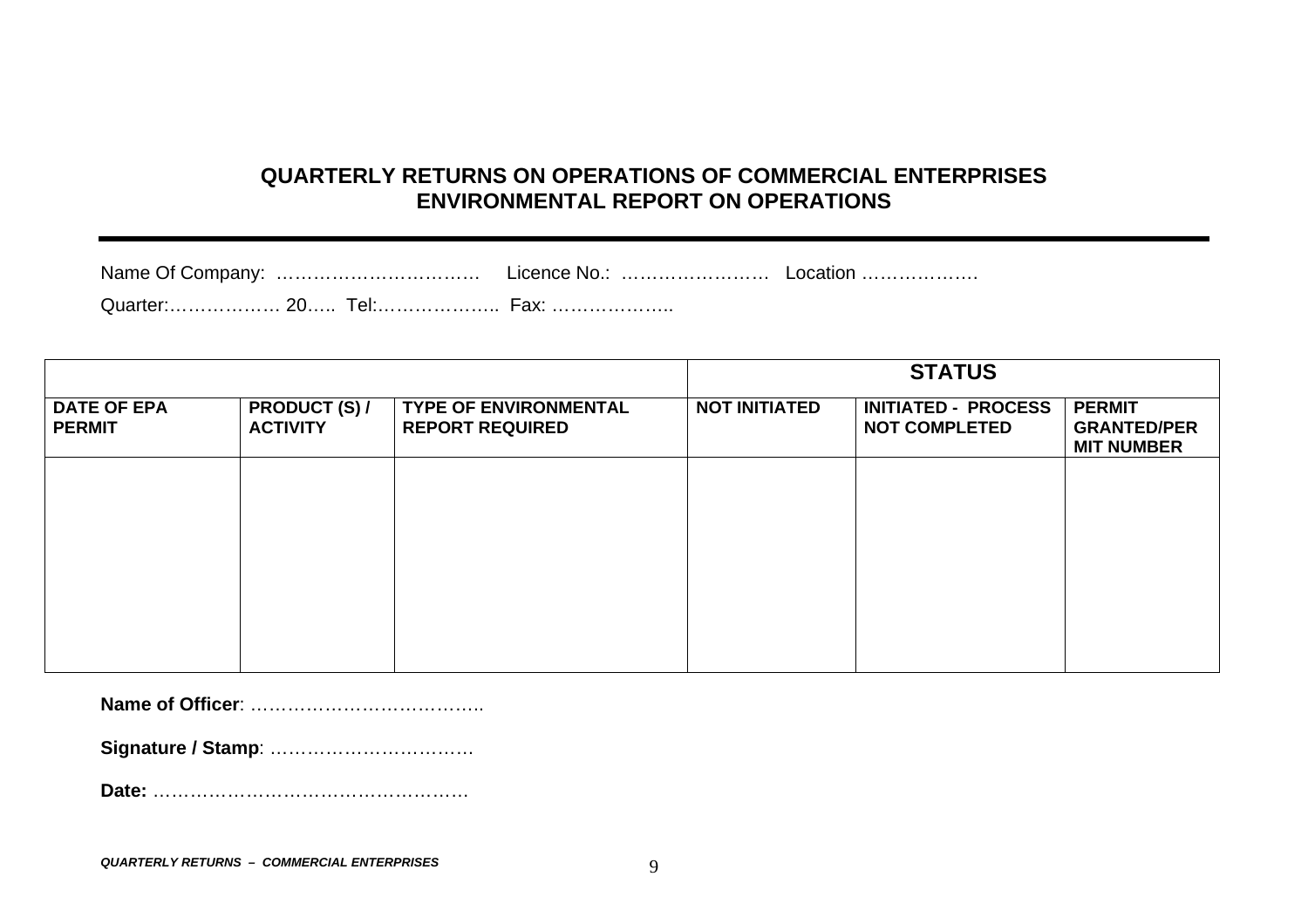## QUARTERLY RETURNS ON OPERATIONS OF COMMERCIAL ENTERPRISES
## ENVIRONMENTAL REPORT ON OPERATIONS

Name Of Company: …………………………… Licence No.: …………………… Location ……………….

Quarter:……………… 20….. Tel:……………….. Fax: ………………..

| | | | STATUS | | |
|---|---|---|---|---|---|
| **DATE OF EPA PERMIT** | **PRODUCT (S) / ACTIVITY** | **TYPE OF ENVIRONMENTAL REPORT REQUIRED** | **NOT INITIATED** | **INITIATED - PROCESS NOT COMPLETED** | **PERMIT GRANTED/PERMIT NUMBER** |
| | | | | | |

**Name of Officer**: ………………………………..

**Signature / Stamp**: ……………………………

**Date:** ……………………………………………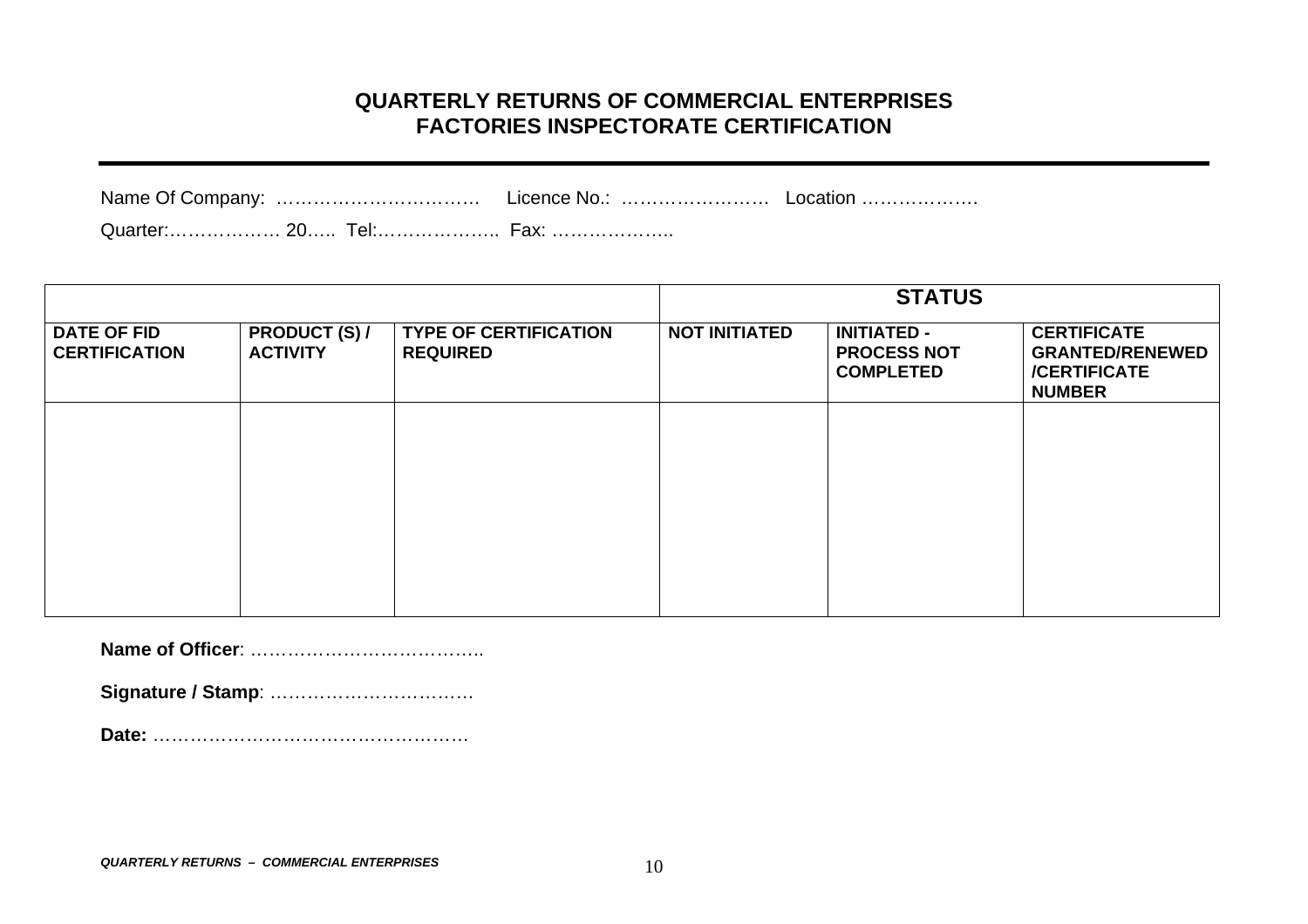## QUARTERLY RETURNS OF COMMERCIAL ENTERPRISES
## FACTORIES INSPECTORATE CERTIFICATION

---

Name Of Company: …………………………… Licence No.: …………………… Location ……………….

Quarter:……………… 20….. Tel:……………….. Fax: ………………..

| | | | STATUS | | |
|---|---|---|---|---|---|
| **DATE OF FID CERTIFICATION** | **PRODUCT (S) / ACTIVITY** | **TYPE OF CERTIFICATION REQUIRED** | **NOT INITIATED** | **INITIATED - PROCESS NOT COMPLETED** | **CERTIFICATE GRANTED/RENEWED /CERTIFICATE NUMBER** |
| | | | | | |

**Name of Officer**: ………………………………..

**Signature / Stamp**: ……………………………

**Date:** ……………………………………………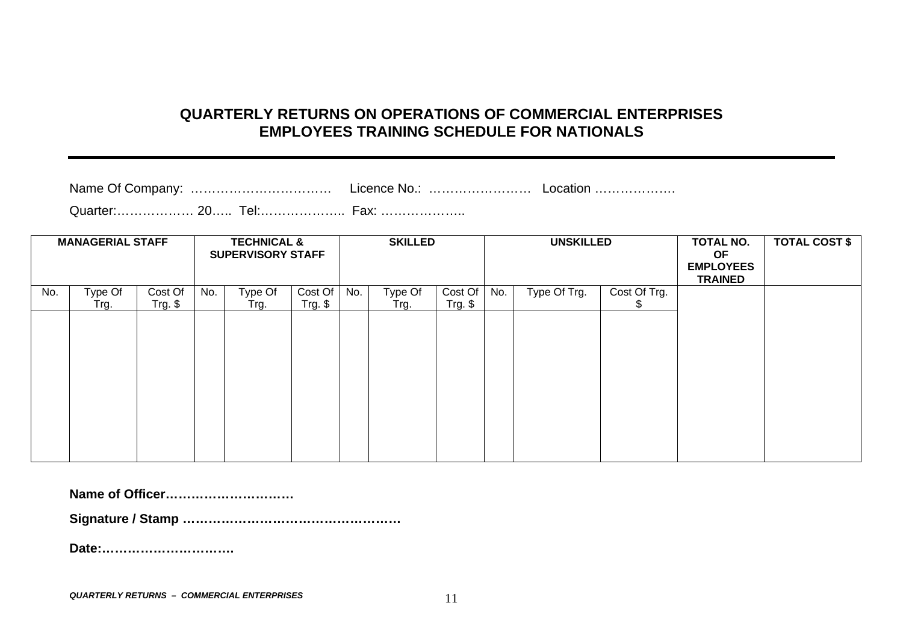# QUARTERLY RETURNS ON OPERATIONS OF COMMERCIAL ENTERPRISES
## EMPLOYEES TRAINING SCHEDULE FOR NATIONALS

---

Name Of Company: …………………………… Licence No.: …………………… Location ……………….

Quarter:……………… 20….. Tel:……………….. Fax: ………………..

| MANAGERIAL STAFF | | | TECHNICAL & SUPERVISORY STAFF | | | SKILLED | | | UNSKILLED | | | TOTAL NO. OF EMPLOYEES TRAINED | TOTAL COST $ |
|---|---|---|---|---|---|---|---|---|---|---|---|---|---|
| No. | Type Of Trg. | Cost Of Trg. $ | No. | Type Of Trg. | Cost Of Trg. $ | No. | Type Of Trg. | Cost Of Trg. $ | No. | Type Of Trg. | Cost Of Trg. $ | | |
| | | | | | | | | | | | | | |

**Name of Officer…………………………**

**Signature / Stamp ……………………………………………**

**Date:………………………….**

***QUARTERLY RETURNS – COMMERCIAL ENTERPRISES***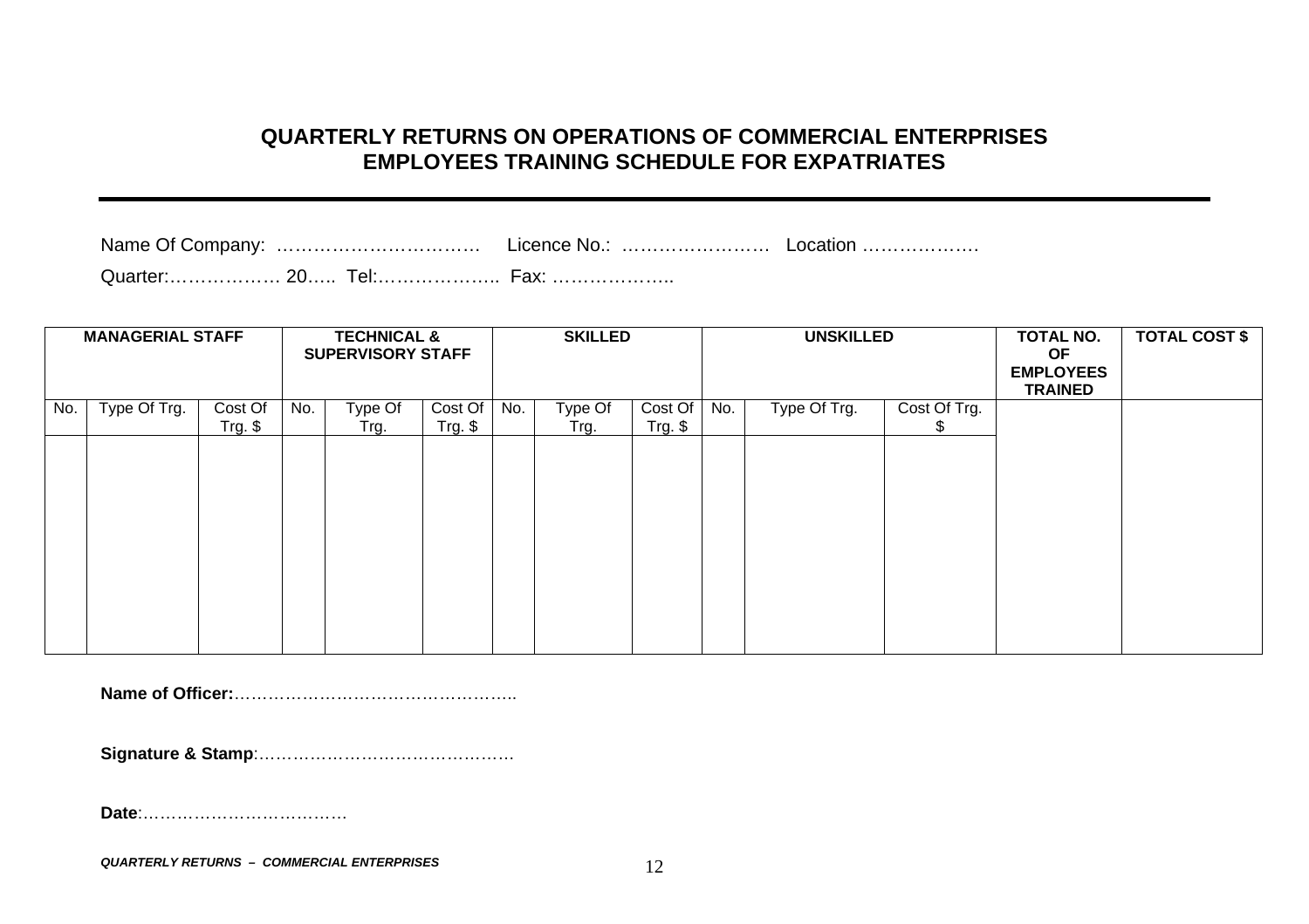## QUARTERLY RETURNS ON OPERATIONS OF COMMERCIAL ENTERPRISES
## EMPLOYEES TRAINING SCHEDULE FOR EXPATRIATES

---

Name Of Company: …………………………… Licence No.: …………………… Location ……………….

Quarter:……………… 20….. Tel:……………….. Fax: ………………..

| **MANAGERIAL STAFF** | | | **TECHNICAL & SUPERVISORY STAFF** | | | **SKILLED** | | | **UNSKILLED** | | | **TOTAL NO. OF EMPLOYEES TRAINED** | **TOTAL COST $** |
|---|---|---|---|---|---|---|---|---|---|---|---|---|---|
| No. | Type Of Trg. | Cost Of Trg. $ | No. | Type Of Trg. | Cost Of Trg. $ | No. | Type Of Trg. | Cost Of Trg. $ | No. | Type Of Trg. | Cost Of Trg. $ | | |
| | | | | | | | | | | | | | |

**Name of Officer:**…………………………………………..

**Signature & Stamp**:……………………………………….

**Date**:………………………………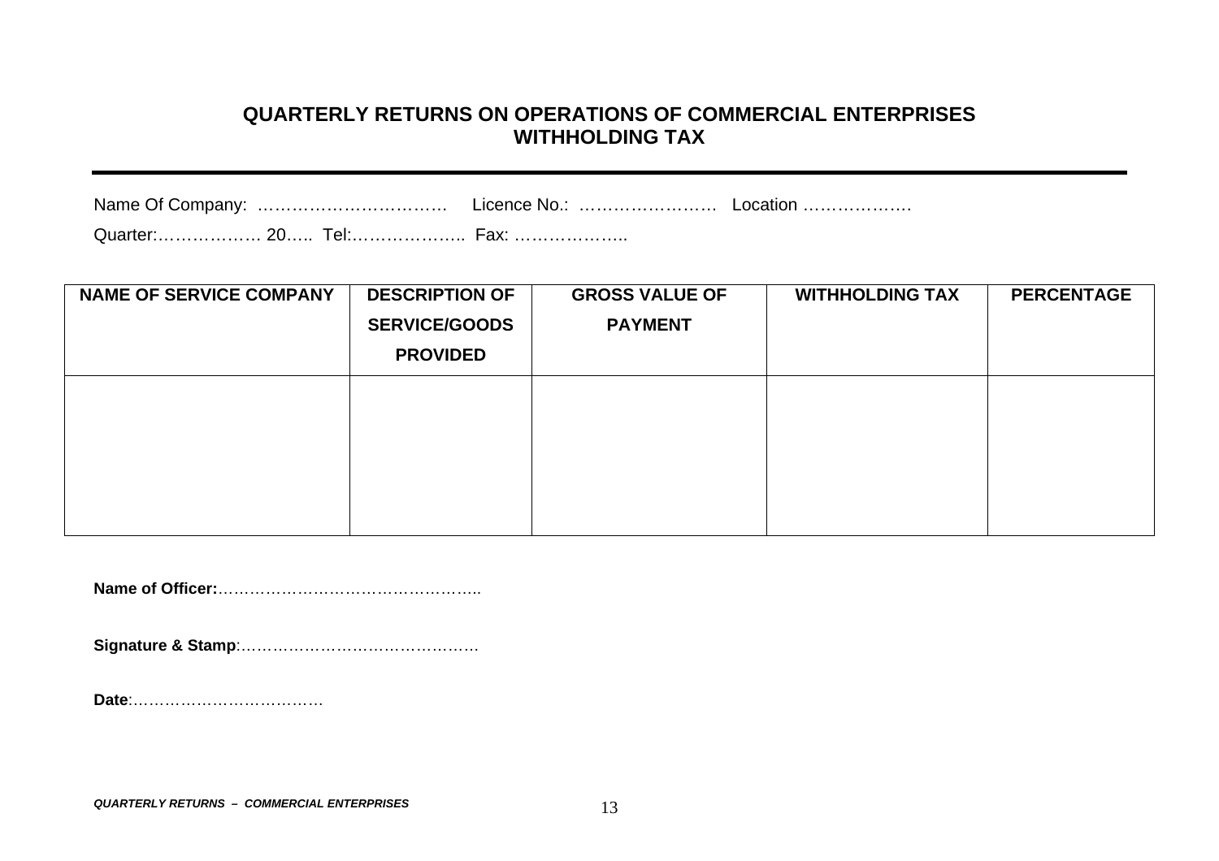## QUARTERLY RETURNS ON OPERATIONS OF COMMERCIAL ENTERPRISES
## WITHHOLDING TAX

---

Name Of Company: ……………………………  Licence No.: ……………………  Location ……………….

Quarter:……………… 20….. Tel:……………….. Fax: ………………..

| NAME OF SERVICE COMPANY | DESCRIPTION OF SERVICE/GOODS PROVIDED | GROSS VALUE OF PAYMENT | WITHHOLDING TAX | PERCENTAGE |
|---|---|---|---|---|
| | | | | |

**Name of Officer:**…………………………………………..

**Signature & Stamp**:………………………………………

**Date**:………………………………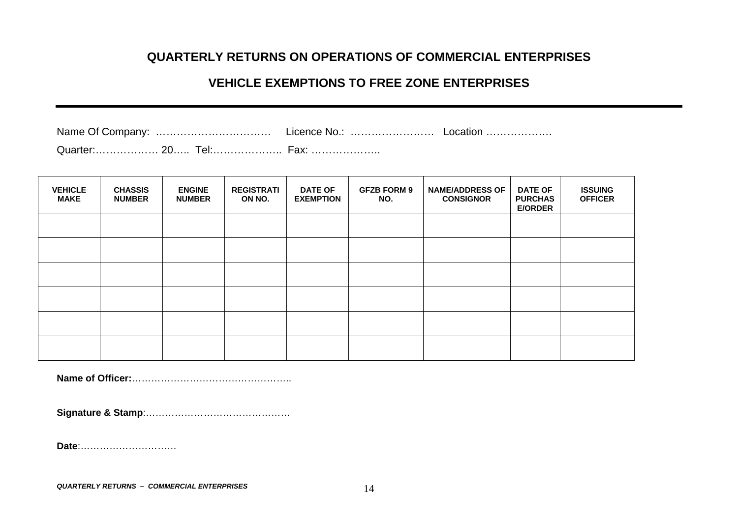## QUARTERLY RETURNS ON OPERATIONS OF COMMERCIAL ENTERPRISES

## VEHICLE EXEMPTIONS TO FREE ZONE ENTERPRISES

---

Name Of Company: …………………………… Licence No.: …………………… Location ……………….

Quarter:……………… 20….. Tel:……………….. Fax: ………………..

| VEHICLE MAKE | CHASSIS NUMBER | ENGINE NUMBER | REGISTRATI ON NO. | DATE OF EXEMPTION | GFZB FORM 9 NO. | NAME/ADDRESS OF CONSIGNOR | DATE OF PURCHAS E/ORDER | ISSUING OFFICER |
|---|---|---|---|---|---|---|---|---|
| | | | | | | | | |
| | | | | | | | | |
| | | | | | | | | |
| | | | | | | | | |
| | | | | | | | | |
| | | | | | | | | |

**Name of Officer:**…………………………………………..

**Signature & Stamp**:………………………………………

**Date**:…………………………